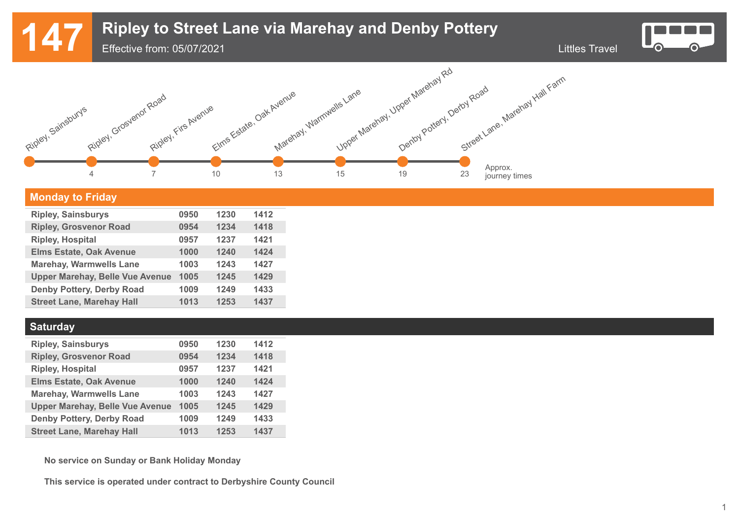# 147 Ripley to Street Lane via Marehay and Denby Pottery

Effective from: 05/07/2021

Littles Travel

| Stop | Approx. journey times |
|---|---|
| Ripley, Sainsburys | |
| Ripley, Grosvenor Road | 4 |
| Ripley, Firs Avenue | 7 |
| Elms Estate, Oak Avenue | 10 |
| Marehay, Warmwells Lane | 13 |
| Upper Marehay, Upper Marehay Rd | 15 |
| Denby Pottery, Derby Road | 19 |
| Street Lane, Marehay Hall Farm | 23 |

## Monday to Friday

| Stop | | | |
|---|---|---|---|
| Ripley, Sainsburys | 0950 | 1230 | 1412 |
| Ripley, Grosvenor Road | 0954 | 1234 | 1418 |
| Ripley, Hospital | 0957 | 1237 | 1421 |
| Elms Estate, Oak Avenue | 1000 | 1240 | 1424 |
| Marehay, Warmwells Lane | 1003 | 1243 | 1427 |
| Upper Marehay, Belle Vue Avenue | 1005 | 1245 | 1429 |
| Denby Pottery, Derby Road | 1009 | 1249 | 1433 |
| Street Lane, Marehay Hall | 1013 | 1253 | 1437 |

## Saturday

| Stop | | | |
|---|---|---|---|
| Ripley, Sainsburys | 0950 | 1230 | 1412 |
| Ripley, Grosvenor Road | 0954 | 1234 | 1418 |
| Ripley, Hospital | 0957 | 1237 | 1421 |
| Elms Estate, Oak Avenue | 1000 | 1240 | 1424 |
| Marehay, Warmwells Lane | 1003 | 1243 | 1427 |
| Upper Marehay, Belle Vue Avenue | 1005 | 1245 | 1429 |
| Denby Pottery, Derby Road | 1009 | 1249 | 1433 |
| Street Lane, Marehay Hall | 1013 | 1253 | 1437 |

**No service on Sunday or Bank Holiday Monday**

**This service is operated under contract to Derbyshire County Council**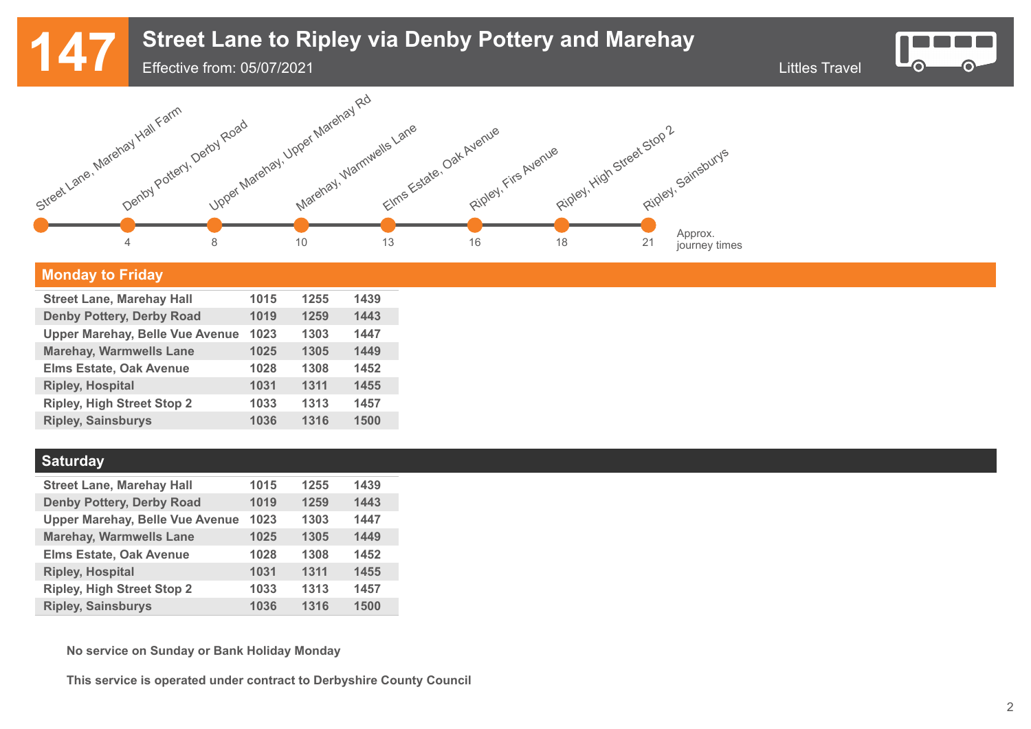# 147 Street Lane to Ripley via Denby Pottery and Marehay

Effective from: 05/07/2021

Littles Travel

Street Lane, Marehay Hall Farm
Denby Pottery, Derby Road 4
Upper Marehay, Upper Marehay Rd 8
Marehay, Warmwells Lane 10
Elms Estate, Oak Avenue 13
Ripley, Firs Avenue 16
Ripley, High Street Stop 2 18
Ripley, Sainsburys 21
Approx. journey times

## Monday to Friday

| | | | |
|---|---|---|---|
| **Street Lane, Marehay Hall** | **1015** | **1255** | **1439** |
| **Denby Pottery, Derby Road** | **1019** | **1259** | **1443** |
| **Upper Marehay, Belle Vue Avenue** | **1023** | **1303** | **1447** |
| **Marehay, Warmwells Lane** | **1025** | **1305** | **1449** |
| **Elms Estate, Oak Avenue** | **1028** | **1308** | **1452** |
| **Ripley, Hospital** | **1031** | **1311** | **1455** |
| **Ripley, High Street Stop 2** | **1033** | **1313** | **1457** |
| **Ripley, Sainsburys** | **1036** | **1316** | **1500** |

## Saturday

| | | | |
|---|---|---|---|
| **Street Lane, Marehay Hall** | **1015** | **1255** | **1439** |
| **Denby Pottery, Derby Road** | **1019** | **1259** | **1443** |
| **Upper Marehay, Belle Vue Avenue** | **1023** | **1303** | **1447** |
| **Marehay, Warmwells Lane** | **1025** | **1305** | **1449** |
| **Elms Estate, Oak Avenue** | **1028** | **1308** | **1452** |
| **Ripley, Hospital** | **1031** | **1311** | **1455** |
| **Ripley, High Street Stop 2** | **1033** | **1313** | **1457** |
| **Ripley, Sainsburys** | **1036** | **1316** | **1500** |

**No service on Sunday or Bank Holiday Monday**

**This service is operated under contract to Derbyshire County Council**